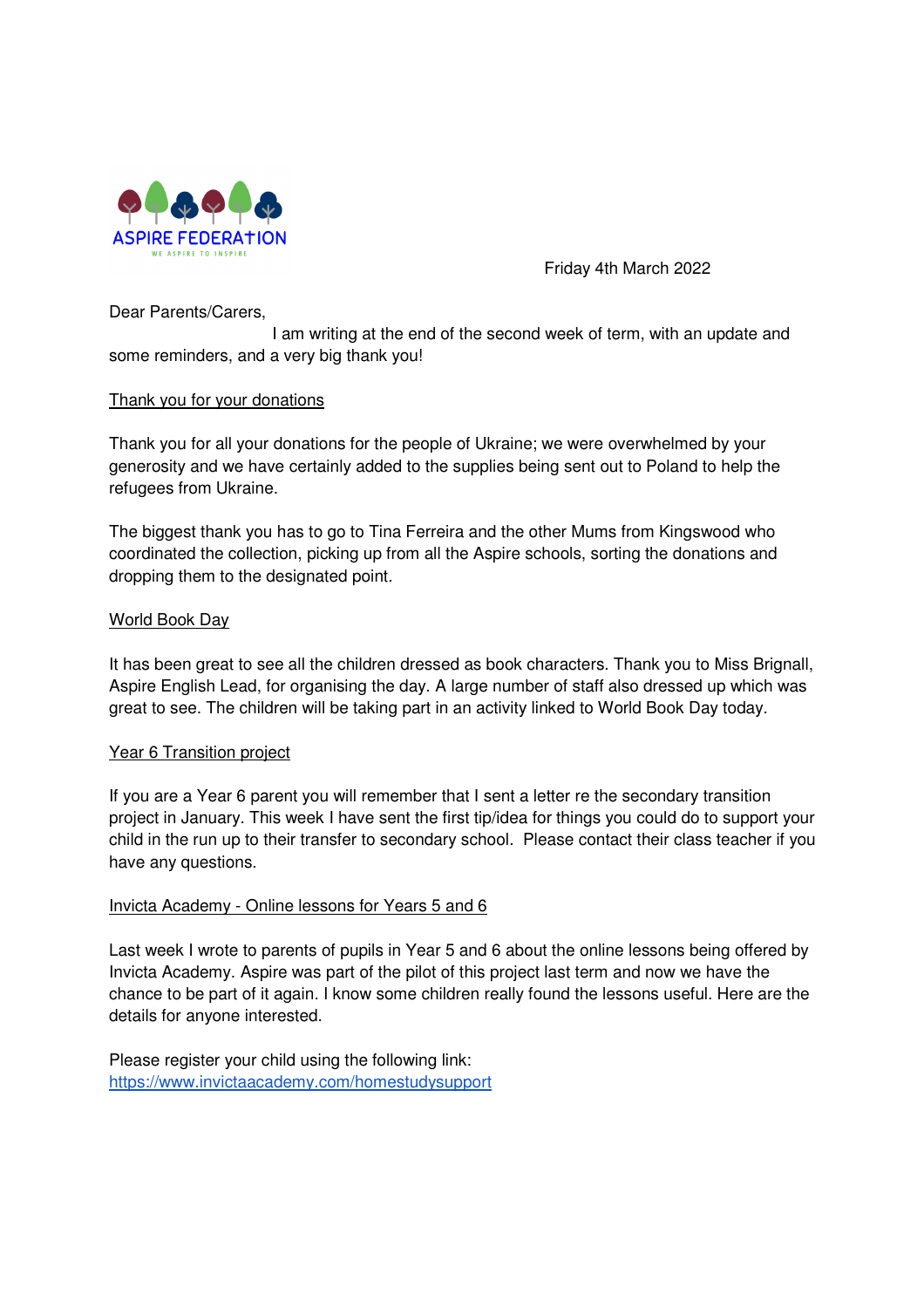ASPIRE FEDERATION

WE ASPIRE TO INSPIRE

Friday 4th March 2022

Dear Parents/Carers,

I am writing at the end of the second week of term, with an update and some reminders, and a very big thank you!

<u>Thank you for your donations</u>

Thank you for all your donations for the people of Ukraine; we were overwhelmed by your generosity and we have certainly added to the supplies being sent out to Poland to help the refugees from Ukraine.

The biggest thank you has to go to Tina Ferreira and the other Mums from Kingswood who coordinated the collection, picking up from all the Aspire schools, sorting the donations and dropping them to the designated point.

<u>World Book Day</u>

It has been great to see all the children dressed as book characters. Thank you to Miss Brignall, Aspire English Lead, for organising the day. A large number of staff also dressed up which was great to see. The children will be taking part in an activity linked to World Book Day today.

<u>Year 6 Transition project</u>

If you are a Year 6 parent you will remember that I sent a letter re the secondary transition project in January. This week I have sent the first tip/idea for things you could do to support your child in the run up to their transfer to secondary school. Please contact their class teacher if you have any questions.

<u>Invicta Academy - Online lessons for Years 5 and 6</u>

Last week I wrote to parents of pupils in Year 5 and 6 about the online lessons being offered by Invicta Academy. Aspire was part of the pilot of this project last term and now we have the chance to be part of it again. I know some children really found the lessons useful. Here are the details for anyone interested.

Please register your child using the following link:
https://www.invictaacademy.com/homestudysupport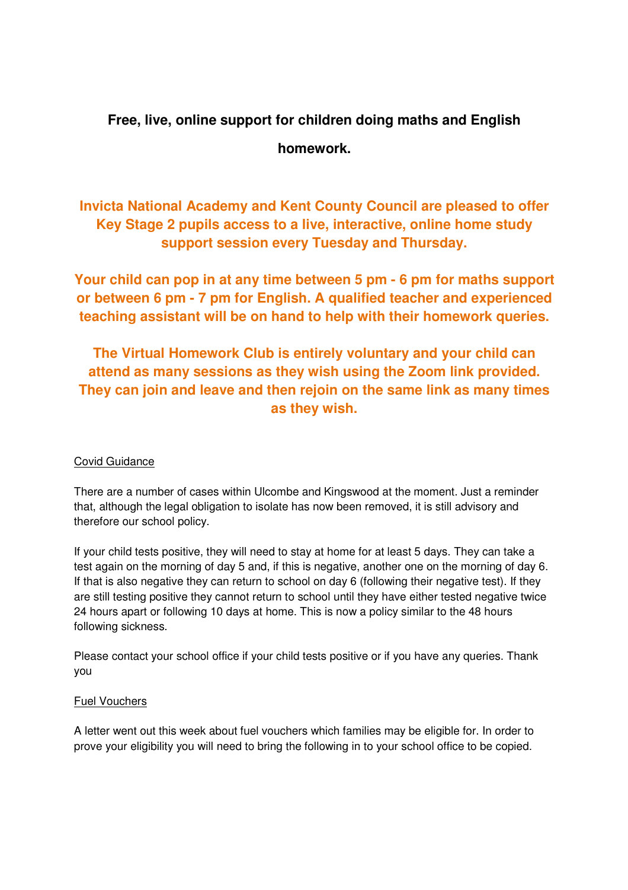**Free, live, online support for children doing maths and English homework.**

**Invicta National Academy and Kent County Council are pleased to offer Key Stage 2 pupils access to a live, interactive, online home study support session every Tuesday and Thursday.**

**Your child can pop in at any time between 5 pm - 6 pm for maths support or between 6 pm - 7 pm for English. A qualified teacher and experienced teaching assistant will be on hand to help with their homework queries.**

**The Virtual Homework Club is entirely voluntary and your child can attend as many sessions as they wish using the Zoom link provided. They can join and leave and then rejoin on the same link as many times as they wish.**

<u>Covid Guidance</u>

There are a number of cases within Ulcombe and Kingswood at the moment. Just a reminder that, although the legal obligation to isolate has now been removed, it is still advisory and therefore our school policy.

If your child tests positive, they will need to stay at home for at least 5 days. They can take a test again on the morning of day 5 and, if this is negative, another one on the morning of day 6. If that is also negative they can return to school on day 6 (following their negative test). If they are still testing positive they cannot return to school until they have either tested negative twice 24 hours apart or following 10 days at home. This is now a policy similar to the 48 hours following sickness.

Please contact your school office if your child tests positive or if you have any queries. Thank you

<u>Fuel Vouchers</u>

A letter went out this week about fuel vouchers which families may be eligible for. In order to prove your eligibility you will need to bring the following in to your school office to be copied.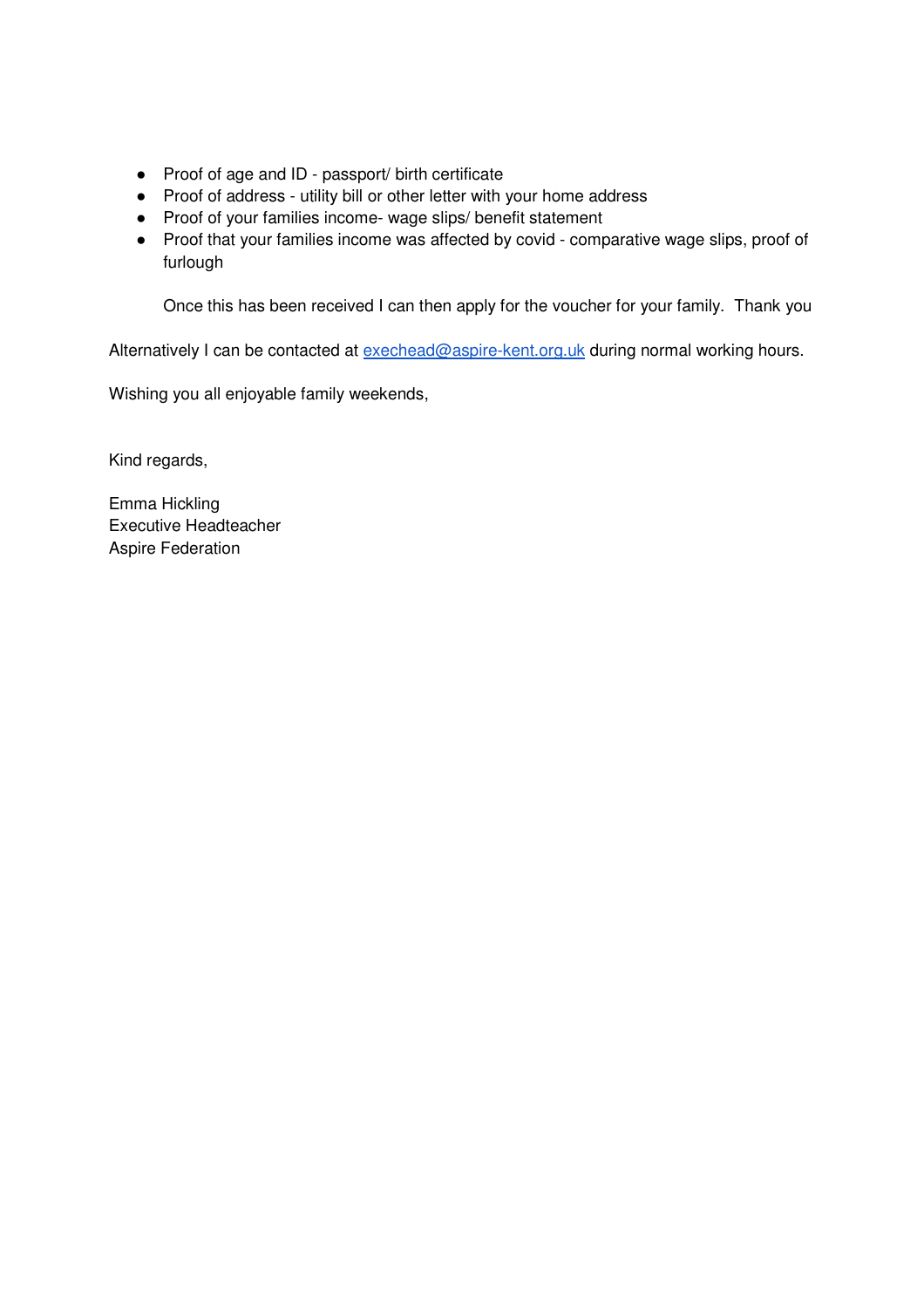- Proof of age and ID - passport/ birth certificate
- Proof of address - utility bill or other letter with your home address
- Proof of your families income- wage slips/ benefit statement
- Proof that your families income was affected by covid - comparative wage slips, proof of furlough

  Once this has been received I can then apply for the voucher for your family.  Thank you

Alternatively I can be contacted at [exechead@aspire-kent.org.uk](mailto:exechead@aspire-kent.org.uk) during normal working hours.

Wishing you all enjoyable family weekends,

Kind regards,

Emma Hickling
Executive Headteacher
Aspire Federation